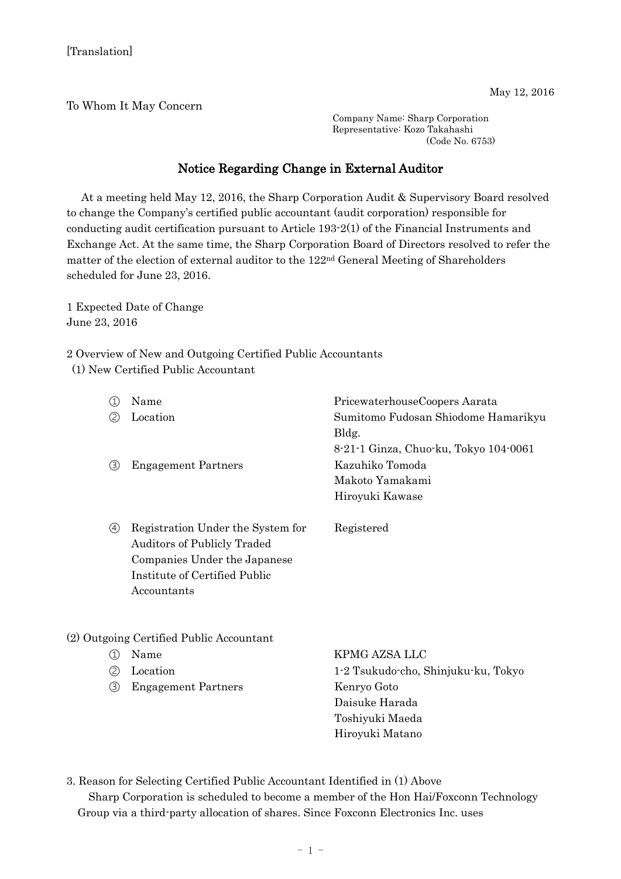[Translation]

May 12, 2016

To Whom It May Concern

Company Name: Sharp Corporation
Representative: Kozo Takahashi
(Code No. 6753)

# Notice Regarding Change in External Auditor

At a meeting held May 12, 2016, the Sharp Corporation Audit & Supervisory Board resolved to change the Company's certified public accountant (audit corporation) responsible for conducting audit certification pursuant to Article 193-2(1) of the Financial Instruments and Exchange Act. At the same time, the Sharp Corporation Board of Directors resolved to refer the matter of the election of external auditor to the 122nd General Meeting of Shareholders scheduled for June 23, 2016.

1 Expected Date of Change
June 23, 2016

2 Overview of New and Outgoing Certified Public Accountants
(1) New Certified Public Accountant

| | | |
|---|---|---|
| ① | Name | PricewaterhouseCoopers Aarata |
| ② | Location | Sumitomo Fudosan Shiodome Hamarikyu Bldg.<br>8-21-1 Ginza, Chuo-ku, Tokyo 104-0061 |
| ③ | Engagement Partners | Kazuhiko Tomoda<br>Makoto Yamakami<br>Hiroyuki Kawase |
| ④ | Registration Under the System for Auditors of Publicly Traded Companies Under the Japanese Institute of Certified Public Accountants | Registered |

(2) Outgoing Certified Public Accountant

| | | |
|---|---|---|
| ① | Name | KPMG AZSA LLC |
| ② | Location | 1-2 Tsukudo-cho, Shinjuku-ku, Tokyo |
| ③ | Engagement Partners | Kenryo Goto<br>Daisuke Harada<br>Toshiyuki Maeda<br>Hiroyuki Matano |

3. Reason for Selecting Certified Public Accountant Identified in (1) Above

Sharp Corporation is scheduled to become a member of the Hon Hai/Foxconn Technology Group via a third-party allocation of shares. Since Foxconn Electronics Inc. uses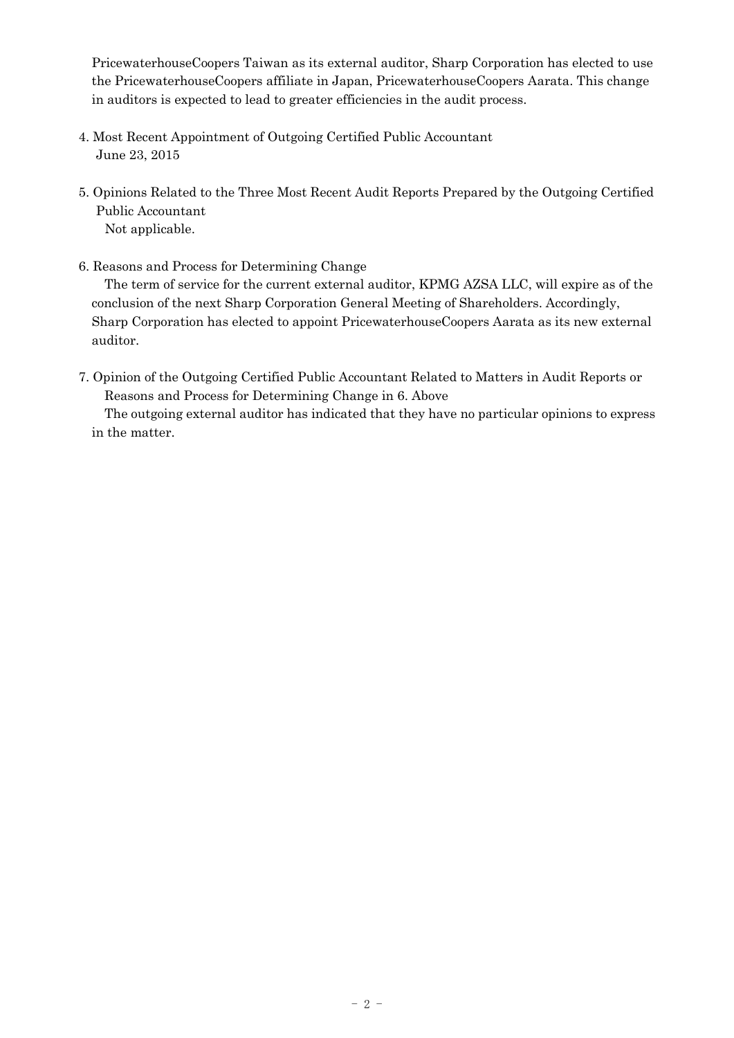PricewaterhouseCoopers Taiwan as its external auditor, Sharp Corporation has elected to use the PricewaterhouseCoopers affiliate in Japan, PricewaterhouseCoopers Aarata. This change in auditors is expected to lead to greater efficiencies in the audit process.

4. Most Recent Appointment of Outgoing Certified Public Accountant

   June 23, 2015

5. Opinions Related to the Three Most Recent Audit Reports Prepared by the Outgoing Certified Public Accountant

   Not applicable.

6. Reasons and Process for Determining Change

   The term of service for the current external auditor, KPMG AZSA LLC, will expire as of the conclusion of the next Sharp Corporation General Meeting of Shareholders. Accordingly, Sharp Corporation has elected to appoint PricewaterhouseCoopers Aarata as its new external auditor.

7. Opinion of the Outgoing Certified Public Accountant Related to Matters in Audit Reports or Reasons and Process for Determining Change in 6. Above

   The outgoing external auditor has indicated that they have no particular opinions to express in the matter.